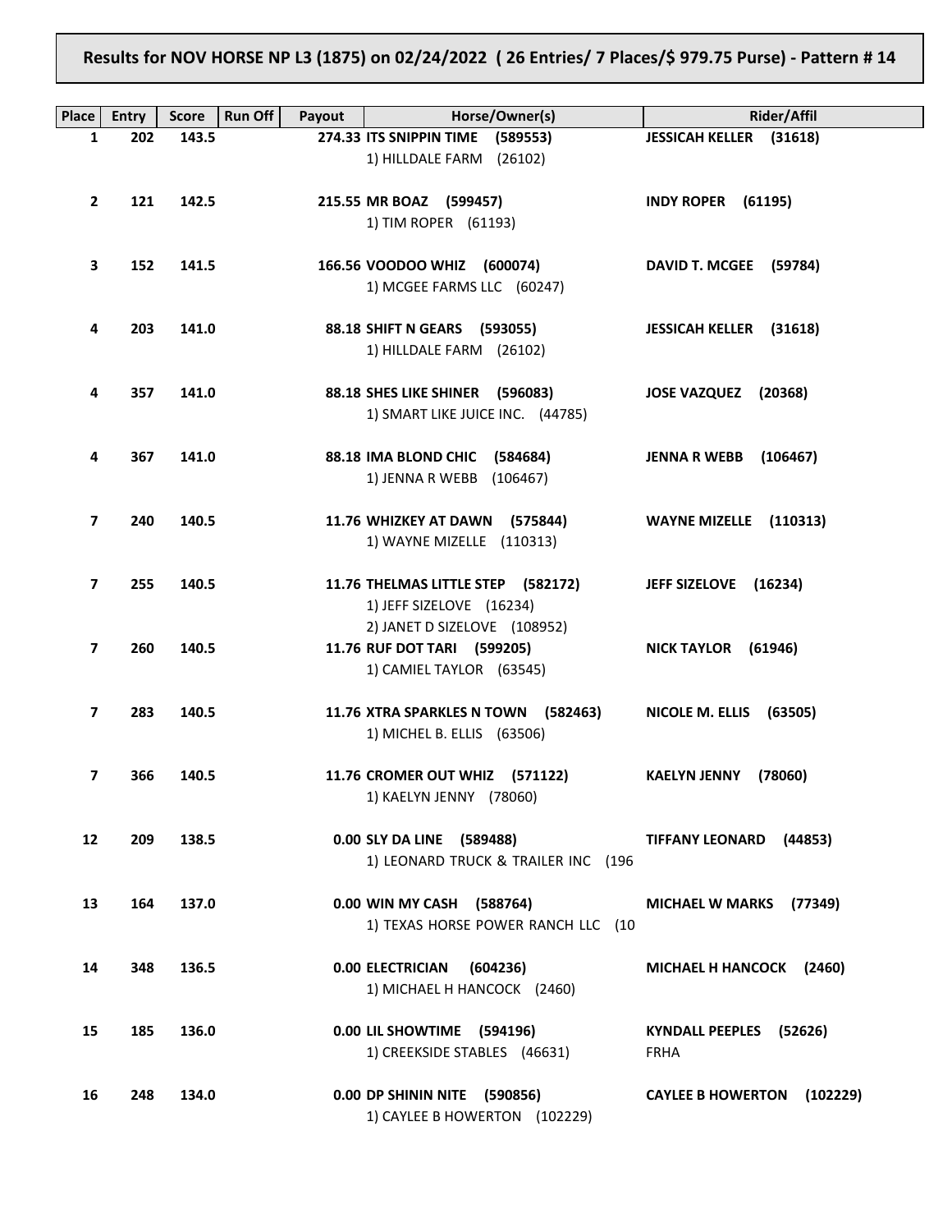**Results for NOV HORSE NP L3 (1875) on 02/24/2022 ( 26 Entries/ 7 Places/$ 979.75 Purse) - Pattern # 14**

| Place | Entry | Score | Run Off | Payout | Horse/Owner(s) | Rider/Affil |
|---|---|---|---|---|---|---|
| 1 | 202 | 143.5 | | 274.33 | **ITS SNIPPIN TIME (589553)**<br>1) HILLDALE FARM (26102) | **JESSICAH KELLER (31618)** |
| 2 | 121 | 142.5 | | 215.55 | **MR BOAZ (599457)**<br>1) TIM ROPER (61193) | **INDY ROPER (61195)** |
| 3 | 152 | 141.5 | | 166.56 | **VOODOO WHIZ (600074)**<br>1) MCGEE FARMS LLC (60247) | **DAVID T. MCGEE (59784)** |
| 4 | 203 | 141.0 | | 88.18 | **SHIFT N GEARS (593055)**<br>1) HILLDALE FARM (26102) | **JESSICAH KELLER (31618)** |
| 4 | 357 | 141.0 | | 88.18 | **SHES LIKE SHINER (596083)**<br>1) SMART LIKE JUICE INC. (44785) | **JOSE VAZQUEZ (20368)** |
| 4 | 367 | 141.0 | | 88.18 | **IMA BLOND CHIC (584684)**<br>1) JENNA R WEBB (106467) | **JENNA R WEBB (106467)** |
| 7 | 240 | 140.5 | | 11.76 | **WHIZKEY AT DAWN (575844)**<br>1) WAYNE MIZELLE (110313) | **WAYNE MIZELLE (110313)** |
| 7 | 255 | 140.5 | | 11.76 | **THELMAS LITTLE STEP (582172)**<br>1) JEFF SIZELOVE (16234)<br>2) JANET D SIZELOVE (108952) | **JEFF SIZELOVE (16234)** |
| 7 | 260 | 140.5 | | 11.76 | **RUF DOT TARI (599205)**<br>1) CAMIEL TAYLOR (63545) | **NICK TAYLOR (61946)** |
| 7 | 283 | 140.5 | | 11.76 | **XTRA SPARKLES N TOWN (582463)**<br>1) MICHEL B. ELLIS (63506) | **NICOLE M. ELLIS (63505)** |
| 7 | 366 | 140.5 | | 11.76 | **CROMER OUT WHIZ (571122)**<br>1) KAELYN JENNY (78060) | **KAELYN JENNY (78060)** |
| 12 | 209 | 138.5 | | 0.00 | **SLY DA LINE (589488)**<br>1) LEONARD TRUCK & TRAILER INC (196 | **TIFFANY LEONARD (44853)** |
| 13 | 164 | 137.0 | | 0.00 | **WIN MY CASH (588764)**<br>1) TEXAS HORSE POWER RANCH LLC (10 | **MICHAEL W MARKS (77349)** |
| 14 | 348 | 136.5 | | 0.00 | **ELECTRICIAN (604236)**<br>1) MICHAEL H HANCOCK (2460) | **MICHAEL H HANCOCK (2460)** |
| 15 | 185 | 136.0 | | 0.00 | **LIL SHOWTIME (594196)**<br>1) CREEKSIDE STABLES (46631) | **KYNDALL PEEPLES (52626)**<br>FRHA |
| 16 | 248 | 134.0 | | 0.00 | **DP SHININ NITE (590856)**<br>1) CAYLEE B HOWERTON (102229) | **CAYLEE B HOWERTON (102229)** |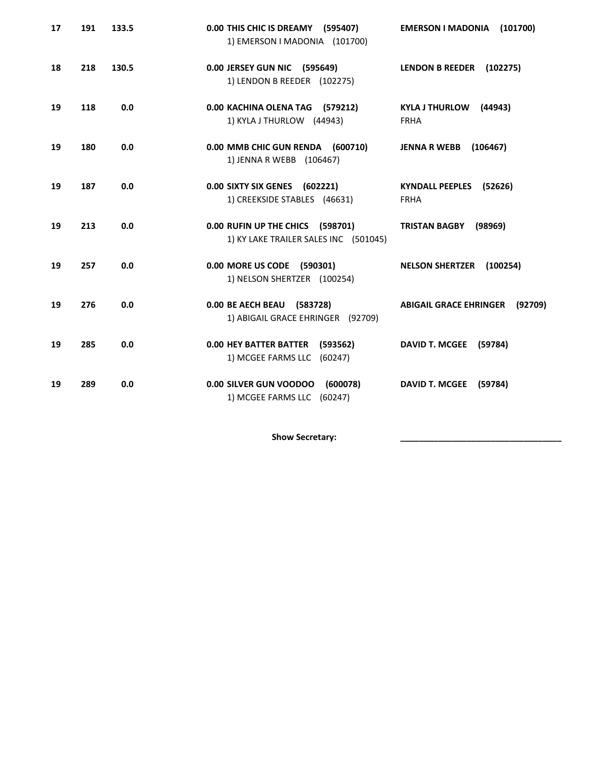| | | | | |
|---|---|---|---|---|
| **17** | **191** | **133.5** | **0.00 THIS CHIC IS DREAMY (595407)**<br>1) EMERSON I MADONIA (101700) | **EMERSON I MADONIA (101700)** |
| **18** | **218** | **130.5** | **0.00 JERSEY GUN NIC (595649)**<br>1) LENDON B REEDER (102275) | **LENDON B REEDER (102275)** |
| **19** | **118** | **0.0** | **0.00 KACHINA OLENA TAG (579212)**<br>1) KYLA J THURLOW (44943) | **KYLA J THURLOW (44943)**<br>FRHA |
| **19** | **180** | **0.0** | **0.00 MMB CHIC GUN RENDA (600710)**<br>1) JENNA R WEBB (106467) | **JENNA R WEBB (106467)** |
| **19** | **187** | **0.0** | **0.00 SIXTY SIX GENES (602221)**<br>1) CREEKSIDE STABLES (46631) | **KYNDALL PEEPLES (52626)**<br>FRHA |
| **19** | **213** | **0.0** | **0.00 RUFIN UP THE CHICS (598701)**<br>1) KY LAKE TRAILER SALES INC (501045) | **TRISTAN BAGBY (98969)** |
| **19** | **257** | **0.0** | **0.00 MORE US CODE (590301)**<br>1) NELSON SHERTZER (100254) | **NELSON SHERTZER (100254)** |
| **19** | **276** | **0.0** | **0.00 BE AECH BEAU (583728)**<br>1) ABIGAIL GRACE EHRINGER (92709) | **ABIGAIL GRACE EHRINGER (92709)** |
| **19** | **285** | **0.0** | **0.00 HEY BATTER BATTER (593562)**<br>1) MCGEE FARMS LLC (60247) | **DAVID T. MCGEE (59784)** |
| **19** | **289** | **0.0** | **0.00 SILVER GUN VOODOO (600078)**<br>1) MCGEE FARMS LLC (60247) | **DAVID T. MCGEE (59784)** |

**Show Secretary:** \_\_\_\_\_\_\_\_\_\_\_\_\_\_\_\_\_\_\_\_\_\_\_\_\_\_\_\_\_\_\_\_\_\_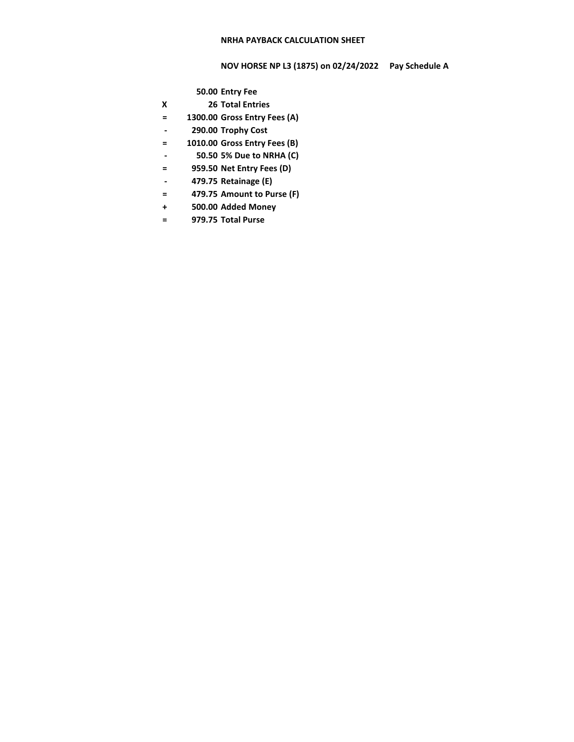**NRHA PAYBACK CALCULATION SHEET**

**NOV HORSE NP L3 (1875) on 02/24/2022 Pay Schedule A**

| | | |
|---|---|---|
| | 50.00 | Entry Fee |
| X | 26 | Total Entries |
| = | 1300.00 | Gross Entry Fees (A) |
| - | 290.00 | Trophy Cost |
| = | 1010.00 | Gross Entry Fees (B) |
| - | 50.50 | 5% Due to NRHA (C) |
| = | 959.50 | Net Entry Fees (D) |
| - | 479.75 | Retainage (E) |
| = | 479.75 | Amount to Purse (F) |
| + | 500.00 | Added Money |
| = | 979.75 | Total Purse |